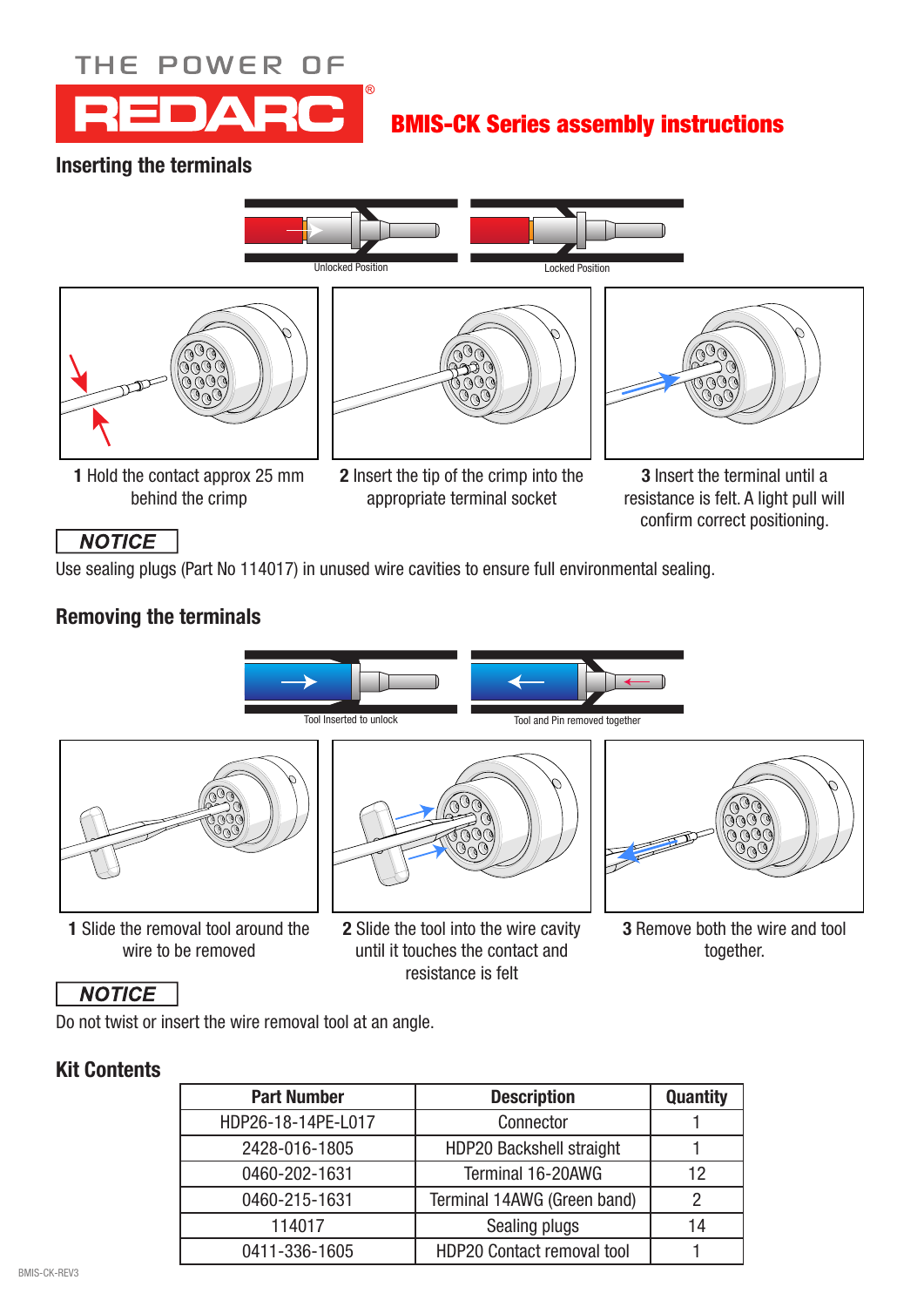THE POWER OF

REDARC®

# BMIS-CK Series assembly instructions

## Inserting the terminals

Unlocked Position

Locked Position

**1** Hold the contact approx 25 mm behind the crimp

**2** Insert the tip of the crimp into the appropriate terminal socket

**3** Insert the terminal until a resistance is felt. A light pull will confirm correct positioning.

***NOTICE***

Use sealing plugs (Part No 114017) in unused wire cavities to ensure full environmental sealing.

## Removing the terminals

Tool Inserted to unlock

Tool and Pin removed together

**1** Slide the removal tool around the wire to be removed

**2** Slide the tool into the wire cavity until it touches the contact and resistance is felt

**3** Remove both the wire and tool together.

***NOTICE***

Do not twist or insert the wire removal tool at an angle.

## Kit Contents

| Part Number | Description | Quantity |
| --- | --- | --- |
| HDP26-18-14PE-L017 | Connector | 1 |
| 2428-016-1805 | HDP20 Backshell straight | 1 |
| 0460-202-1631 | Terminal 16-20AWG | 12 |
| 0460-215-1631 | Terminal 14AWG (Green band) | 2 |
| 114017 | Sealing plugs | 14 |
| 0411-336-1605 | HDP20 Contact removal tool | 1 |

BMIS-CK-REV3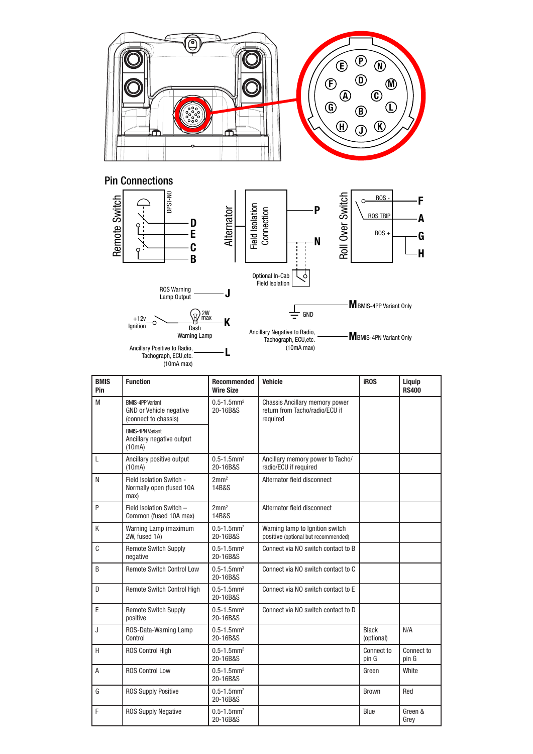## Pin Connections

Remote Switch
DPST-NO
D
E
C
B

Alternator
Field Isolation Connection
P
N
Optional In-Cab Field Isolation

Roll Over Switch
ROS -
ROS TRIP
ROS +
F
A
G
H

ROS Warning Lamp Output
J

+12v Ignition
2W max
Dash Warning Lamp
K

Ancillary Positive to Radio, Tachograph, ECU,etc. (10mA max)
L

GND
M BMIS-4PP Variant Only

Ancillary Negative to Radio, Tachograph, ECU,etc. (10mA max)
M BMIS-4PN Variant Only

| BMIS Pin | Function | Recommended Wire Size | Vehicle | iROS | Liquip RS400 |
|---|---|---|---|---|---|
| M | BMIS-4PP Variant GND or Vehicle negative (connect to chassis) | 0.5-1.5mm² 20-16B&S | Chassis Ancillary memory power return from Tacho/radio/ECU if required | | |
| | BMIS-4PN Variant Ancillary negative output (10mA) | | | | |
| L | Ancillary positive output (10mA) | 0.5-1.5mm² 20-16B&S | Ancillary memory power to Tacho/ radio/ECU if required | | |
| N | Field Isolation Switch - Normally open (fused 10A max) | 2mm² 14B&S | Alternator field disconnect | | |
| P | Field Isolation Switch – Common (fused 10A max) | 2mm² 14B&S | Alternator field disconnect | | |
| K | Warning Lamp (maximum 2W, fused 1A) | 0.5-1.5mm² 20-16B&S | Warning lamp to Ignition switch positive (optional but recommended) | | |
| C | Remote Switch Supply negative | 0.5-1.5mm² 20-16B&S | Connect via NO switch contact to B | | |
| B | Remote Switch Control Low | 0.5-1.5mm² 20-16B&S | Connect via NO switch contact to C | | |
| D | Remote Switch Control High | 0.5-1.5mm² 20-16B&S | Connect via NO switch contact to E | | |
| E | Remote Switch Supply positive | 0.5-1.5mm² 20-16B&S | Connect via NO switch contact to D | | |
| J | ROS-Data-Warning Lamp Control | 0.5-1.5mm² 20-16B&S | | Black (optional) | N/A |
| H | ROS Control High | 0.5-1.5mm² 20-16B&S | | Connect to pin G | Connect to pin G |
| A | ROS Control Low | 0.5-1.5mm² 20-16B&S | | Green | White |
| G | ROS Supply Positive | 0.5-1.5mm² 20-16B&S | | Brown | Red |
| F | ROS Supply Negative | 0.5-1.5mm² 20-16B&S | | Blue | Green & Grey |